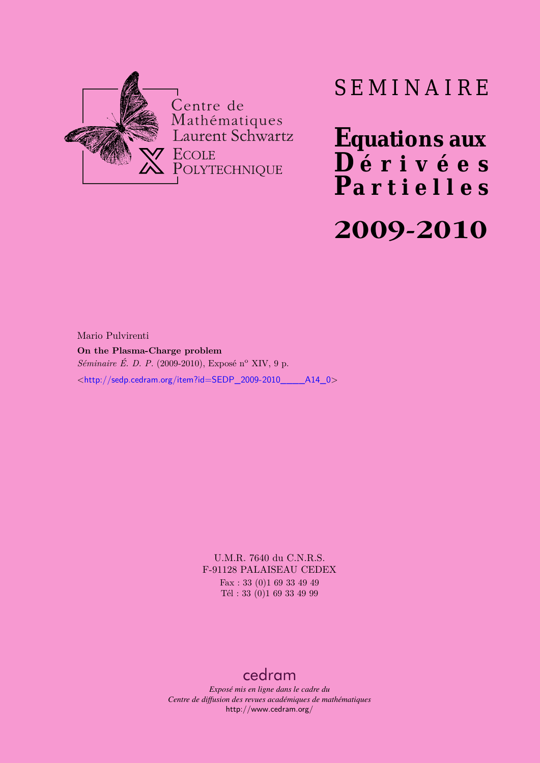Centre de Mathématiques Laurent Schwartz

Ecole Polytechnique

# SEMINAIRE

# Equations aux Dérivées Partielles

# 2009-2010

Mario Pulvirenti

**On the Plasma-Charge problem**

*Séminaire É. D. P.* (2009-2010), Exposé n° XIV, 9 p.

<http://sedp.cedram.org/item?id=SEDP_2009-2010____A14_0>

U.M.R. 7640 du C.N.R.S.
F-91128 PALAISEAU CEDEX
Fax : 33 (0)1 69 33 49 49
Tél : 33 (0)1 69 33 49 99

cedram

*Exposé mis en ligne dans le cadre du*
*Centre de diffusion des revues académiques de mathématiques*
http://www.cedram.org/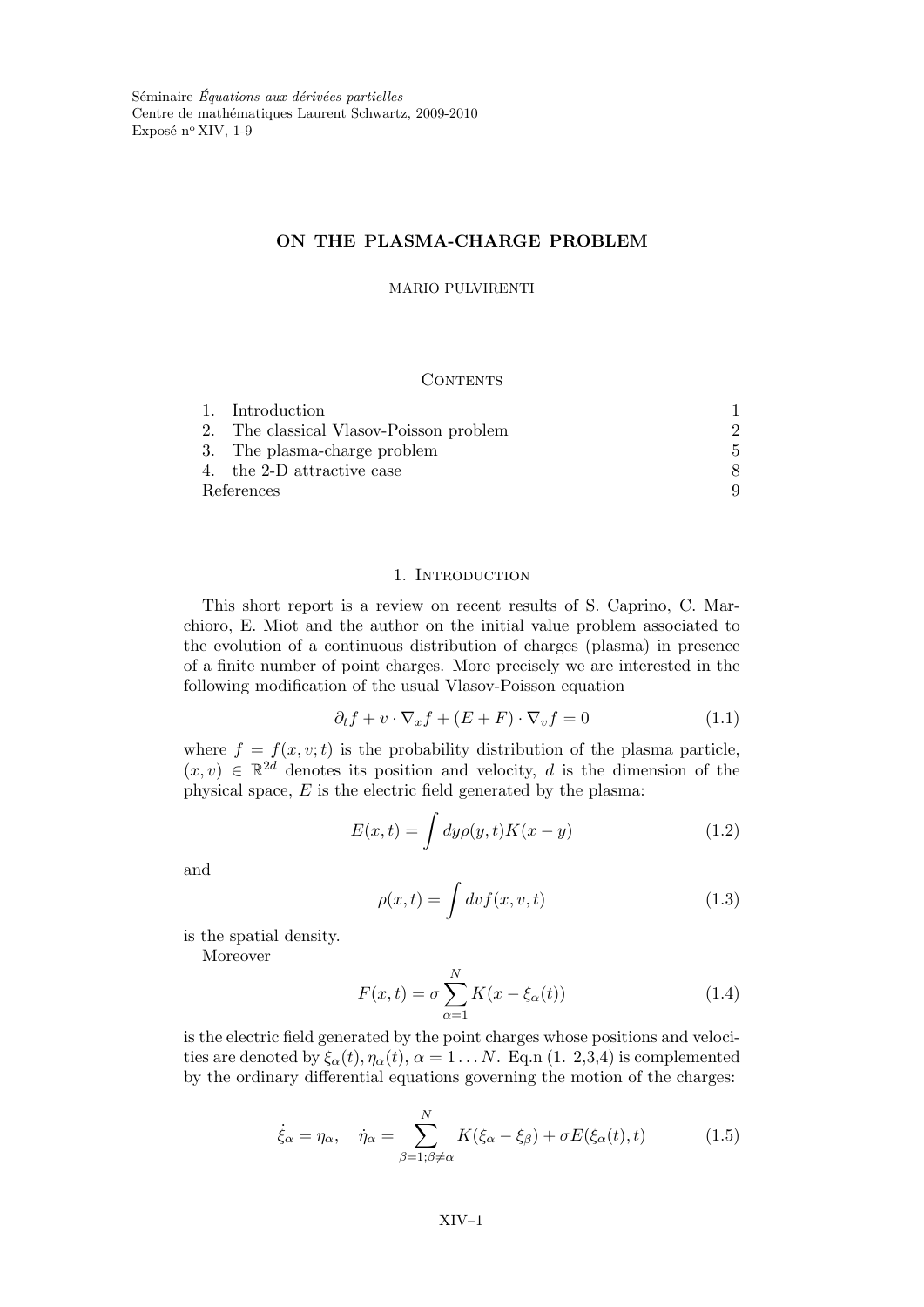Séminaire *Équations aux dérivées partielles*
Centre de mathématiques Laurent Schwartz, 2009-2010
Exposé n° XIV, 1-9

# ON THE PLASMA-CHARGE PROBLEM

MARIO PULVIRENTI

## Contents

1. Introduction — 1
2. The classical Vlasov-Poisson problem — 2
3. The plasma-charge problem — 5
4. the 2-D attractive case — 8

References — 9

## 1. Introduction

This short report is a review on recent results of S. Caprino, C. Marchioro, E. Miot and the author on the initial value problem associated to the evolution of a continuous distribution of charges (plasma) in presence of a finite number of point charges. More precisely we are interested in the following modification of the usual Vlasov-Poisson equation

$$\partial_t f + v \cdot \nabla_x f + (E + F) \cdot \nabla_v f = 0 \tag{1.1}$$

where $f = f(x, v; t)$ is the probability distribution of the plasma particle, $(x, v) \in \mathbb{R}^{2d}$ denotes its position and velocity, $d$ is the dimension of the physical space, $E$ is the electric field generated by the plasma:

$$E(x, t) = \int dy \rho(y, t) K(x - y) \tag{1.2}$$

and

$$\rho(x, t) = \int dv f(x, v, t) \tag{1.3}$$

is the spatial density.

Moreover

$$F(x, t) = \sigma \sum_{\alpha=1}^{N} K(x - \xi_\alpha(t)) \tag{1.4}$$

is the electric field generated by the point charges whose positions and velocities are denoted by $\xi_\alpha(t), \eta_\alpha(t)$, $\alpha = 1 \dots N$. Eq.n (1. 2,3,4) is complemented by the ordinary differential equations governing the motion of the charges:

$$\dot{\xi}_\alpha = \eta_\alpha, \quad \dot{\eta}_\alpha = \sum_{\beta=1;\beta\neq\alpha}^{N} K(\xi_\alpha - \xi_\beta) + \sigma E(\xi_\alpha(t), t) \tag{1.5}$$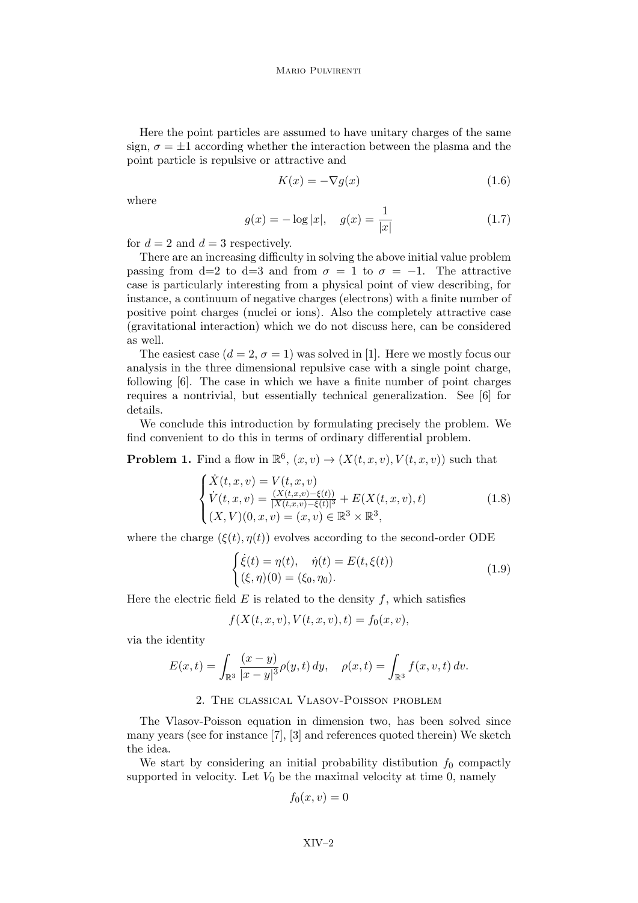Here the point particles are assumed to have unitary charges of the same sign, $\sigma = \pm 1$ according whether the interaction between the plasma and the point particle is repulsive or attractive and

$$K(x) = -\nabla g(x) \tag{1.6}$$

where

$$g(x) = -\log |x|, \quad g(x) = \frac{1}{|x|} \tag{1.7}$$

for $d = 2$ and $d = 3$ respectively.

There are an increasing difficulty in solving the above initial value problem passing from d=2 to d=3 and from $\sigma = 1$ to $\sigma = -1$. The attractive case is particularly interesting from a physical point of view describing, for instance, a continuum of negative charges (electrons) with a finite number of positive point charges (nuclei or ions). Also the completely attractive case (gravitational interaction) which we do not discuss here, can be considered as well.

The easiest case ($d = 2$, $\sigma = 1$) was solved in [1]. Here we mostly focus our analysis in the three dimensional repulsive case with a single point charge, following [6]. The case in which we have a finite number of point charges requires a nontrivial, but essentially technical generalization. See [6] for details.

We conclude this introduction by formulating precisely the problem. We find convenient to do this in terms of ordinary differential problem.

**Problem 1.** Find a flow in $\mathbb{R}^6$, $(x, v) \to (X(t, x, v), V(t, x, v))$ such that

$$\begin{cases} \dot{X}(t, x, v) = V(t, x, v) \\ \dot{V}(t, x, v) = \frac{(X(t,x,v) - \xi(t))}{|X(t,x,v) - \xi(t)|^3} + E(X(t, x, v), t) \\ (X, V)(0, x, v) = (x, v) \in \mathbb{R}^3 \times \mathbb{R}^3, \end{cases} \tag{1.8}$$

where the charge $(\xi(t), \eta(t))$ evolves according to the second-order ODE

$$\begin{cases} \dot{\xi}(t) = \eta(t), \quad \dot{\eta}(t) = E(t, \xi(t)) \\ (\xi, \eta)(0) = (\xi_0, \eta_0). \end{cases} \tag{1.9}$$

Here the electric field $E$ is related to the density $f$, which satisfies

$$f(X(t, x, v), V(t, x, v), t) = f_0(x, v),$$

via the identity

$$E(x, t) = \int_{\mathbb{R}^3} \frac{(x - y)}{|x - y|^3} \rho(y, t)\, dy, \quad \rho(x, t) = \int_{\mathbb{R}^3} f(x, v, t)\, dv.$$

## 2. The classical Vlasov-Poisson problem

The Vlasov-Poisson equation in dimension two, has been solved since many years (see for instance [7], [3] and references quoted therein) We sketch the idea.

We start by considering an initial probability distibution $f_0$ compactly supported in velocity. Let $V_0$ be the maximal velocity at time 0, namely

$$f_0(x, v) = 0$$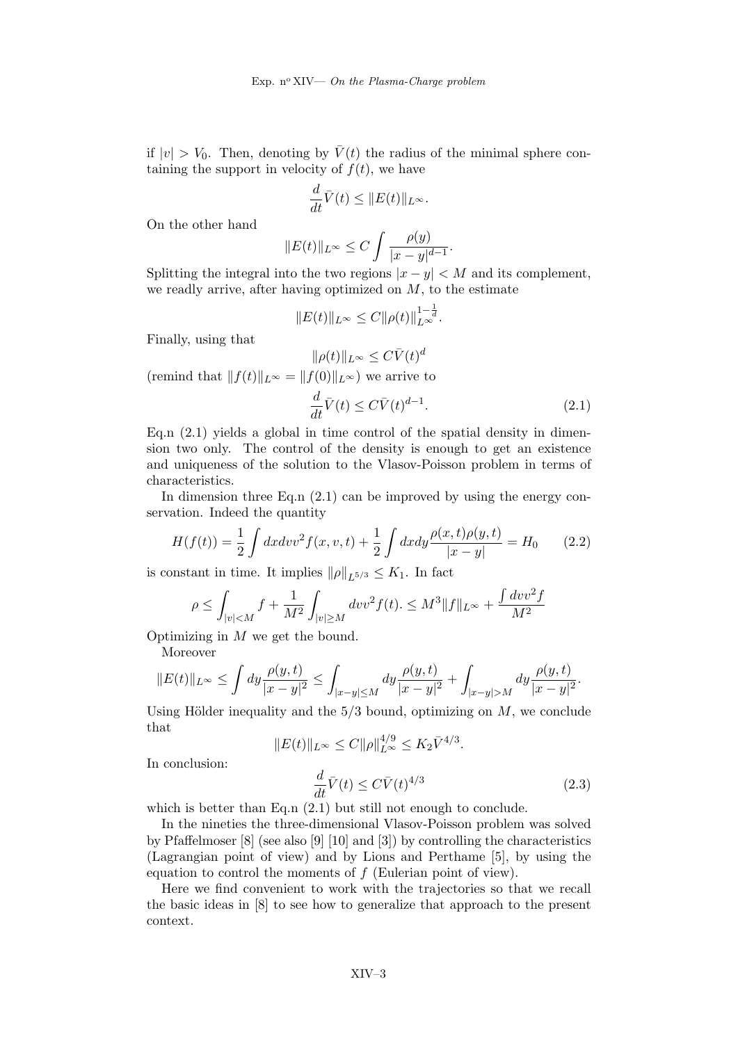if $|v| > V_0$. Then, denoting by $\bar{V}(t)$ the radius of the minimal sphere containing the support in velocity of $f(t)$, we have

$$\frac{d}{dt}\bar{V}(t) \leq \|E(t)\|_{L^\infty}.$$

On the other hand

$$\|E(t)\|_{L^\infty} \leq C \int \frac{\rho(y)}{|x-y|^{d-1}}.$$

Splitting the integral into the two regions $|x - y| < M$ and its complement, we readly arrive, after having optimized on $M$, to the estimate

$$\|E(t)\|_{L^\infty} \leq C\|\rho(t)\|_{L^\infty}^{1-\frac{1}{d}}.$$

Finally, using that

$$\|\rho(t)\|_{L^\infty} \leq C\bar{V}(t)^d$$

(remind that $\|f(t)\|_{L^\infty} = \|f(0)\|_{L^\infty}$) we arrive to

$$\frac{d}{dt}\bar{V}(t) \leq C\bar{V}(t)^{d-1}. \tag{2.1}$$

Eq.n (2.1) yields a global in time control of the spatial density in dimension two only. The control of the density is enough to get an existence and uniqueness of the solution to the Vlasov-Poisson problem in terms of characteristics.

In dimension three Eq.n (2.1) can be improved by using the energy conservation. Indeed the quantity

$$H(f(t)) = \frac{1}{2}\int dx dv v^2 f(x,v,t) + \frac{1}{2}\int dx dy \frac{\rho(x,t)\rho(y,t)}{|x-y|} = H_0 \tag{2.2}$$

is constant in time. It implies $\|\rho\|_{L^{5/3}} \leq K_1$. In fact

$$\rho \leq \int_{|v|<M} f + \frac{1}{M^2}\int_{|v|\geq M} dv v^2 f(t). \leq M^3\|f\|_{L^\infty} + \frac{\int dv v^2 f}{M^2}$$

Optimizing in $M$ we get the bound.

Moreover

$$\|E(t)\|_{L^\infty} \leq \int dy \frac{\rho(y,t)}{|x-y|^2} \leq \int_{|x-y|\leq M} dy \frac{\rho(y,t)}{|x-y|^2} + \int_{|x-y|>M} dy \frac{\rho(y,t)}{|x-y|^2}.$$

Using Hölder inequality and the 5/3 bound, optimizing on $M$, we conclude that

$$\|E(t)\|_{L^\infty} \leq C\|\rho\|_{L^\infty}^{4/9} \leq K_2\bar{V}^{4/3}.$$

In conclusion:

$$\frac{d}{dt}\bar{V}(t) \leq C\bar{V}(t)^{4/3} \tag{2.3}$$

which is better than Eq.n (2.1) but still not enough to conclude.

In the nineties the three-dimensional Vlasov-Poisson problem was solved by Pfaffelmoser [8] (see also [9] [10] and [3]) by controlling the characteristics (Lagrangian point of view) and by Lions and Perthame [5], by using the equation to control the moments of $f$ (Eulerian point of view).

Here we find convenient to work with the trajectories so that we recall the basic ideas in [8] to see how to generalize that approach to the present context.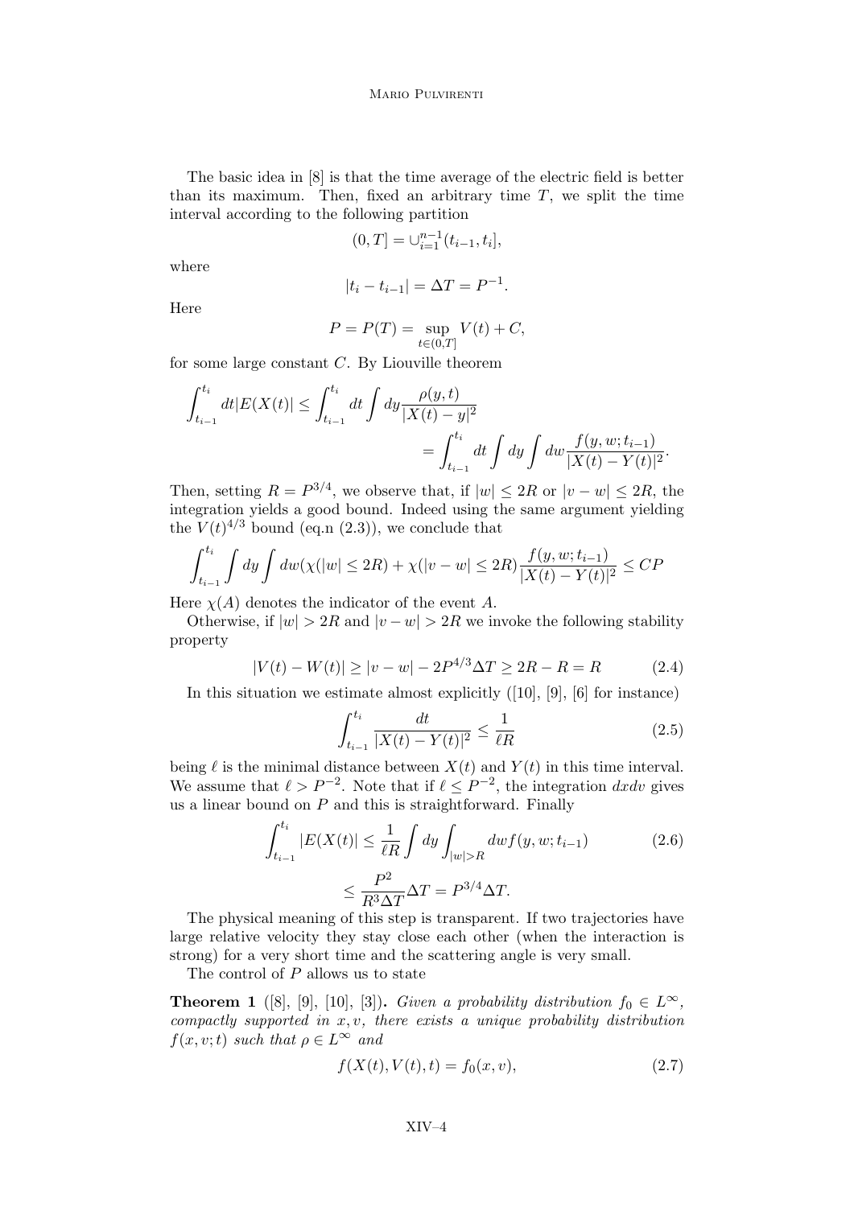The basic idea in [8] is that the time average of the electric field is better than its maximum. Then, fixed an arbitrary time $T$, we split the time interval according to the following partition

$$(0,T] = \cup_{i=1}^{n-1}(t_{i-1},t_i],$$

where

$$|t_i - t_{i-1}| = \Delta T = P^{-1}.$$

Here

$$P = P(T) = \sup_{t\in(0,T]} V(t) + C,$$

for some large constant $C$. By Liouville theorem

$$\int_{t_{i-1}}^{t_i} dt|E(X(t)| \le \int_{t_{i-1}}^{t_i} dt \int dy \frac{\rho(y,t)}{|X(t)-y|^2}$$
$$= \int_{t_{i-1}}^{t_i} dt \int dy \int dw \frac{f(y,w;t_{i-1})}{|X(t)-Y(t)|^2}.$$

Then, setting $R = P^{3/4}$, we observe that, if $|w| \le 2R$ or $|v-w| \le 2R$, the integration yields a good bound. Indeed using the same argument yielding the $V(t)^{4/3}$ bound (eq.n (2.3)), we conclude that

$$\int_{t_{i-1}}^{t_i} \int dy \int dw (\chi(|w| \le 2R) + \chi(|v-w| \le 2R) \frac{f(y,w;t_{i-1})}{|X(t)-Y(t)|^2} \le CP$$

Here $\chi(A)$ denotes the indicator of the event $A$.

Otherwise, if $|w| > 2R$ and $|v-w| > 2R$ we invoke the following stability property

$$|V(t) - W(t)| \ge |v-w| - 2P^{4/3}\Delta T \ge 2R - R = R \tag{2.4}$$

In this situation we estimate almost explicitly ([10], [9], [6] for instance)

$$\int_{t_{i-1}}^{t_i} \frac{dt}{|X(t)-Y(t)|^2} \le \frac{1}{\ell R} \tag{2.5}$$

being $\ell$ is the minimal distance between $X(t)$ and $Y(t)$ in this time interval. We assume that $\ell > P^{-2}$. Note that if $\ell \le P^{-2}$, the integration $dxdv$ gives us a linear bound on $P$ and this is straightforward. Finally

$$\int_{t_{i-1}}^{t_i} |E(X(t)| \le \frac{1}{\ell R} \int dy \int_{|w|>R} dw f(y,w;t_{i-1}) \tag{2.6}$$
$$\le \frac{P^2}{R^3 \Delta T}\Delta T = P^{3/4}\Delta T.$$

The physical meaning of this step is transparent. If two trajectories have large relative velocity they stay close each other (when the interaction is strong) for a very short time and the scattering angle is very small.

The control of $P$ allows us to state

**Theorem 1** ([8], [9], [10], [3]). *Given a probability distribution $f_0 \in L^\infty$, compactly supported in $x, v$, there exists a unique probability distribution $f(x,v;t)$ such that $\rho \in L^\infty$ and*

$$f(X(t), V(t), t) = f_0(x,v), \tag{2.7}$$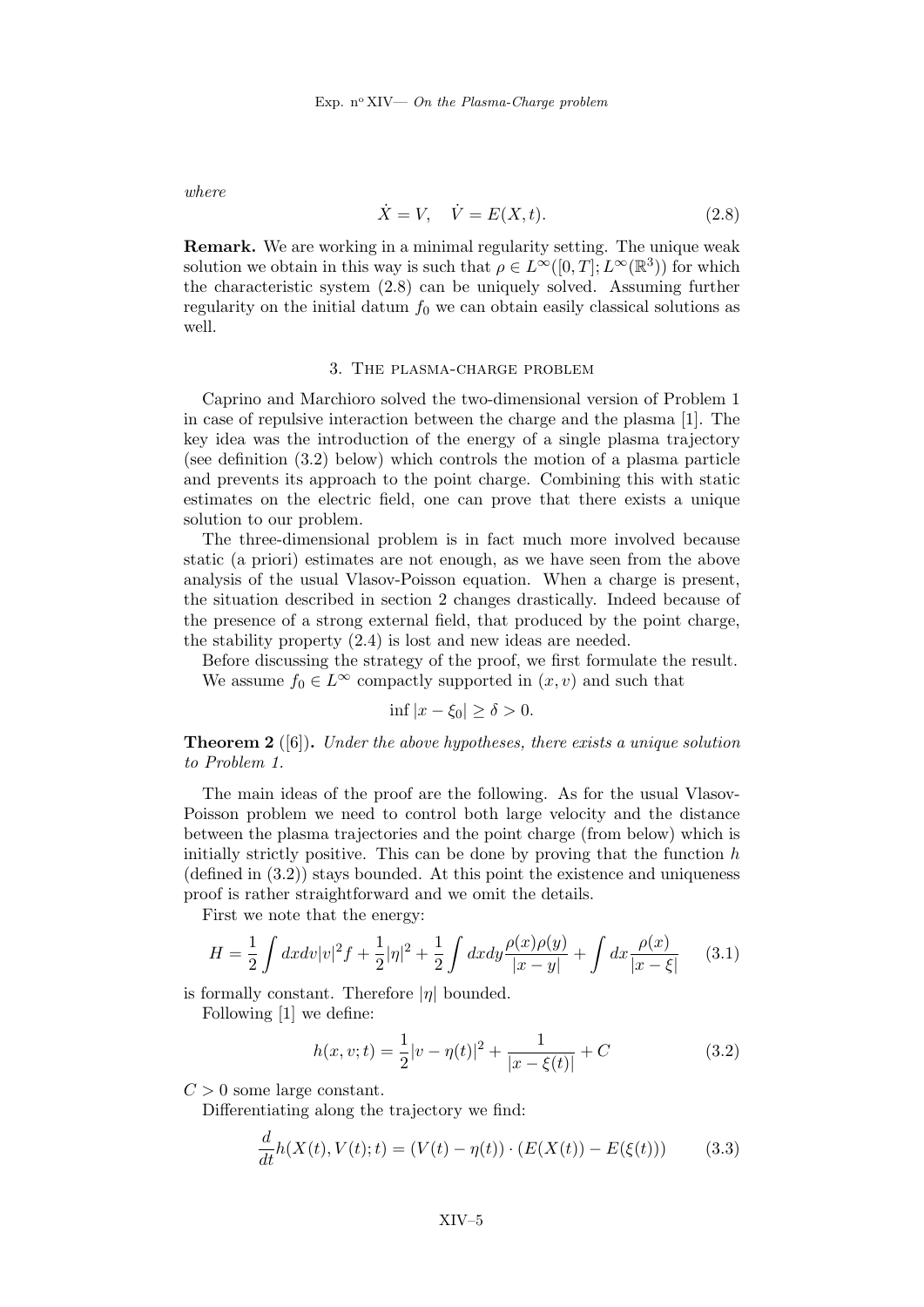*where*

$$\dot{X} = V, \quad \dot{V} = E(X, t). \tag{2.8}$$

**Remark.** We are working in a minimal regularity setting. The unique weak solution we obtain in this way is such that $\rho \in L^\infty([0,T]; L^\infty(\mathbb{R}^3))$ for which the characteristic system (2.8) can be uniquely solved. Assuming further regularity on the initial datum $f_0$ we can obtain easily classical solutions as well.

## 3. The plasma-charge problem

Caprino and Marchioro solved the two-dimensional version of Problem 1 in case of repulsive interaction between the charge and the plasma [1]. The key idea was the introduction of the energy of a single plasma trajectory (see definition (3.2) below) which controls the motion of a plasma particle and prevents its approach to the point charge. Combining this with static estimates on the electric field, one can prove that there exists a unique solution to our problem.

The three-dimensional problem is in fact much more involved because static (a priori) estimates are not enough, as we have seen from the above analysis of the usual Vlasov-Poisson equation. When a charge is present, the situation described in section 2 changes drastically. Indeed because of the presence of a strong external field, that produced by the point charge, the stability property (2.4) is lost and new ideas are needed.

Before discussing the strategy of the proof, we first formulate the result.

We assume $f_0 \in L^\infty$ compactly supported in $(x, v)$ and such that

$$\inf |x - \xi_0| \geq \delta > 0.$$

**Theorem 2** ([6]). *Under the above hypotheses, there exists a unique solution to Problem 1.*

The main ideas of the proof are the following. As for the usual Vlasov-Poisson problem we need to control both large velocity and the distance between the plasma trajectories and the point charge (from below) which is initially strictly positive. This can be done by proving that the function $h$ (defined in (3.2)) stays bounded. At this point the existence and uniqueness proof is rather straightforward and we omit the details.

First we note that the energy:

$$H = \frac{1}{2}\int dx dv |v|^2 f + \frac{1}{2}|\eta|^2 + \frac{1}{2}\int dx dy \frac{\rho(x)\rho(y)}{|x-y|} + \int dx \frac{\rho(x)}{|x-\xi|} \tag{3.1}$$

is formally constant. Therefore $|\eta|$ bounded.

Following [1] we define:

$$h(x, v; t) = \frac{1}{2}|v - \eta(t)|^2 + \frac{1}{|x - \xi(t)|} + C \tag{3.2}$$

$C > 0$ some large constant.

Differentiating along the trajectory we find:

$$\frac{d}{dt}h(X(t), V(t); t) = (V(t) - \eta(t)) \cdot (E(X(t)) - E(\xi(t))) \tag{3.3}$$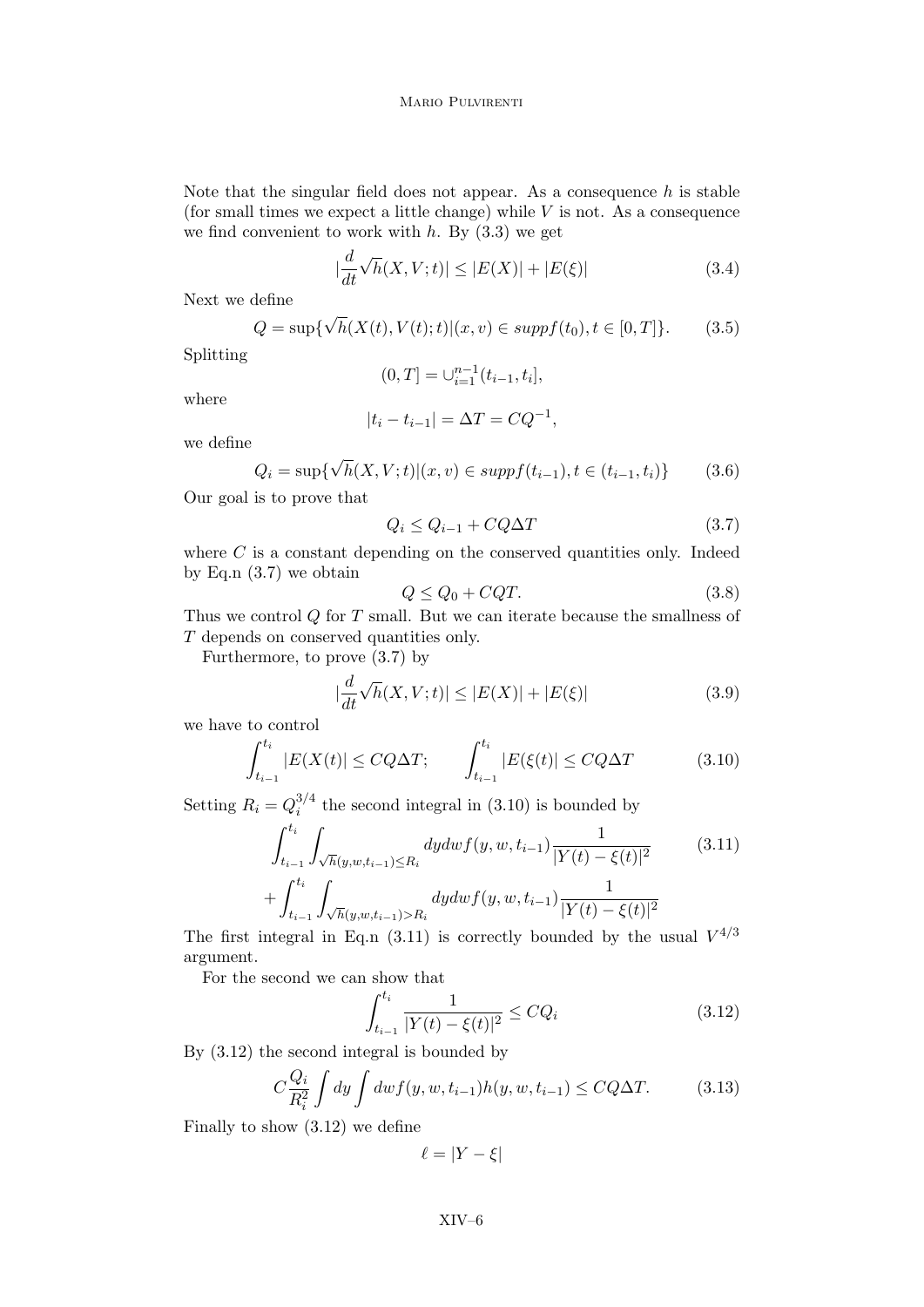Note that the singular field does not appear. As a consequence $h$ is stable (for small times we expect a little change) while $V$ is not. As a consequence we find convenient to work with $h$. By (3.3) we get

$$|\frac{d}{dt}\sqrt{h}(X,V;t)| \leq |E(X)| + |E(\xi)| \tag{3.4}$$

Next we define

$$Q = \sup\{\sqrt{h}(X(t),V(t);t) | (x,v) \in suppf(t_0), t \in [0,T]\}. \tag{3.5}$$

Splitting

$$(0,T] = \cup_{i=1}^{n-1}(t_{i-1},t_i],$$

where

$$|t_i - t_{i-1}| = \Delta T = CQ^{-1},$$

we define

$$Q_i = \sup\{\sqrt{h}(X,V;t) | (x,v) \in suppf(t_{i-1}), t \in (t_{i-1},t_i)\} \tag{3.6}$$

Our goal is to prove that

$$Q_i \leq Q_{i-1} + CQ\Delta T \tag{3.7}$$

where $C$ is a constant depending on the conserved quantities only. Indeed by Eq.n (3.7) we obtain

$$Q \leq Q_0 + CQT. \tag{3.8}$$

Thus we control $Q$ for $T$ small. But we can iterate because the smallness of $T$ depends on conserved quantities only.

Furthermore, to prove (3.7) by

$$|\frac{d}{dt}\sqrt{h}(X,V;t)| \leq |E(X)| + |E(\xi)| \tag{3.9}$$

we have to control

$$\int_{t_{i-1}}^{t_i} |E(X(t)| \leq CQ\Delta T; \qquad \int_{t_{i-1}}^{t_i} |E(\xi(t)| \leq CQ\Delta T \tag{3.10}$$

Setting $R_i = Q_i^{3/4}$ the second integral in (3.10) is bounded by

$$\int_{t_{i-1}}^{t_i} \int_{\sqrt{h}(y,w,t_{i-1}) \leq R_i} dydwf(y,w,t_{i-1}) \frac{1}{|Y(t) - \xi(t)|^2} \tag{3.11}$$
$$+ \int_{t_{i-1}}^{t_i} \int_{\sqrt{h}(y,w,t_{i-1}) > R_i} dydwf(y,w,t_{i-1}) \frac{1}{|Y(t) - \xi(t)|^2}$$

The first integral in Eq.n (3.11) is correctly bounded by the usual $V^{4/3}$ argument.

For the second we can show that

$$\int_{t_{i-1}}^{t_i} \frac{1}{|Y(t) - \xi(t)|^2} \leq CQ_i \tag{3.12}$$

By (3.12) the second integral is bounded by

$$C\frac{Q_i}{R_i^2} \int dy \int dwf(y,w,t_{i-1})h(y,w,t_{i-1}) \leq CQ\Delta T. \tag{3.13}$$

Finally to show (3.12) we define

$$\ell = |Y - \xi|$$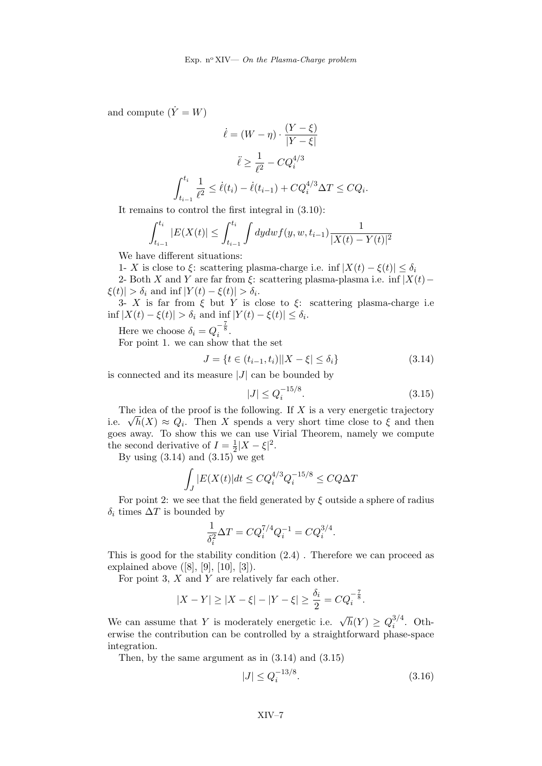and compute ($\dot{Y} = W$)

$$\dot{\ell} = (W - \eta) \cdot \frac{(Y - \xi)}{|Y - \xi|}$$

$$\ddot{\ell} \geq \frac{1}{\ell^2} - CQ_i^{4/3}$$

$$\int_{t_{i-1}}^{t_i} \frac{1}{\ell^2} \leq \dot{\ell}(t_i) - \dot{\ell}(t_{i-1}) + CQ_i^{4/3} \Delta T \leq CQ_i.$$

It remains to control the first integral in (3.10):

$$\int_{t_{i-1}}^{t_i} |E(X(t)| \leq \int_{t_{i-1}}^{t_i} \int dy dw f(y, w, t_{i-1}) \frac{1}{|X(t) - Y(t)|^2}$$

We have different situations:

1- $X$ is close to $\xi$: scattering plasma-charge i.e. $\inf |X(t) - \xi(t)| \leq \delta_i$

2- Both $X$ and $Y$ are far from $\xi$: scattering plasma-plasma i.e. $\inf |X(t) - \xi(t)| > \delta_i$ and $\inf |Y(t) - \xi(t)| > \delta_i$.

3- $X$ is far from $\xi$ but $Y$ is close to $\xi$: scattering plasma-charge i.e $\inf |X(t) - \xi(t)| > \delta_i$ and $\inf |Y(t) - \xi(t)| \leq \delta_i$.

Here we choose $\delta_i = Q_i^{-\frac{7}{8}}$.

For point 1. we can show that the set

$$J = \{t \in (t_{i-1}, t_i) | |X - \xi| \leq \delta_i\} \tag{3.14}$$

is connected and its measure $|J|$ can be bounded by

$$|J| \leq Q_i^{-15/8}. \tag{3.15}$$

The idea of the proof is the following. If $X$ is a very energetic trajectory i.e. $\sqrt{h}(X) \approx Q_i$. Then $X$ spends a very short time close to $\xi$ and then goes away. To show this we can use Virial Theorem, namely we compute the second derivative of $I = \frac{1}{2}|X - \xi|^2$.

By using (3.14) and (3.15) we get

$$\int_J |E(X(t)|dt \leq CQ_i^{4/3} Q_i^{-15/8} \leq CQ\Delta T$$

For point 2: we see that the field generated by $\xi$ outside a sphere of radius $\delta_i$ times $\Delta T$ is bounded by

$$\frac{1}{\delta_i^2} \Delta T = CQ_i^{7/4} Q_i^{-1} = CQ_i^{3/4}.$$

This is good for the stability condition (2.4) . Therefore we can proceed as explained above ([8], [9], [10], [3]).

For point 3, $X$ and $Y$ are relatively far each other.

$$|X - Y| \geq |X - \xi| - |Y - \xi| \geq \frac{\delta_i}{2} = CQ_i^{-\frac{7}{8}}.$$

We can assume that $Y$ is moderately energetic i.e. $\sqrt{h}(Y) \geq Q_i^{3/4}$. Otherwise the contribution can be controlled by a straightforward phase-space integration.

Then, by the same argument as in (3.14) and (3.15)

$$|J| \leq Q_i^{-13/8}. \tag{3.16}$$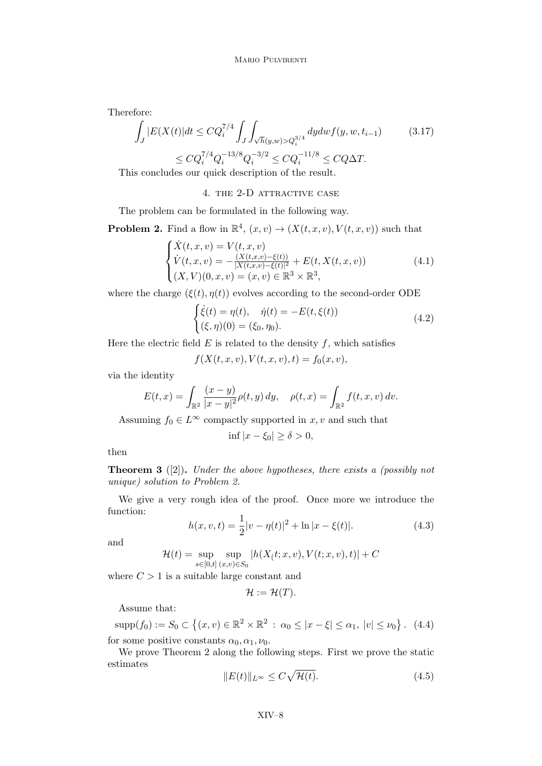Therefore:

$$\int_J |E(X(t)|dt \leq CQ_i^{7/4} \int_J \int_{\sqrt{h}(y,w) > Q_i^{3/4}} dydw f(y,w,t_{i-1}) \tag{3.17}$$
$$\leq CQ_i^{7/4} Q_i^{-13/8} Q_i^{-3/2} \leq CQ_i^{-11/8} \leq CQ\Delta T.$$

This concludes our quick description of the result.

## 4. The 2-D attractive case

The problem can be formulated in the following way.

**Problem 2.** Find a flow in $\mathbb{R}^4$, $(x,v) \to (X(t,x,v), V(t,x,v))$ such that

$$\begin{cases} \dot{X}(t,x,v) = V(t,x,v) \\ \dot{V}(t,x,v) = -\frac{(X(t,x,v)-\xi(t))}{|X(t,x,v)-\xi(t)|^2} + E(t, X(t,x,v)) \\ (X,V)(0,x,v) = (x,v) \in \mathbb{R}^3 \times \mathbb{R}^3, \end{cases} \tag{4.1}$$

where the charge $(\xi(t), \eta(t))$ evolves according to the second-order ODE

$$\begin{cases} \dot{\xi}(t) = \eta(t), \quad \dot{\eta}(t) = -E(t, \xi(t)) \\ (\xi, \eta)(0) = (\xi_0, \eta_0). \end{cases} \tag{4.2}$$

Here the electric field $E$ is related to the density $f$, which satisfies

$$f(X(t,x,v), V(t,x,v), t) = f_0(x,v),$$

via the identity

$$E(t,x) = \int_{\mathbb{R}^2} \frac{(x-y)}{|x-y|^2} \rho(t,y)\, dy, \quad \rho(t,x) = \int_{\mathbb{R}^2} f(t,x,v)\, dv.$$

Assuming $f_0 \in L^\infty$ compactly supported in $x, v$ and such that

$$\inf |x - \xi_0| \geq \delta > 0,$$

then

**Theorem 3** ([2]). *Under the above hypotheses, there exists a (possibly not unique) solution to Problem 2.*

We give a very rough idea of the proof. Once more we introduce the function:

$$h(x,v,t) = \frac{1}{2}|v - \eta(t)|^2 + \ln|x - \xi(t)|. \tag{4.3}$$

and

$$\mathcal{H}(t) = \sup_{s \in [0,t]} \sup_{(x,v) \in S_0} |h(X_(t;x,v), V(t;x,v), t)| + C$$

where $C > 1$ is a suitable large constant and

$$\mathcal{H} := \mathcal{H}(T).$$

Assume that:

$$\text{supp}(f_0) := S_0 \subset \left\{(x,v) \in \mathbb{R}^2 \times \mathbb{R}^2 \,:\, \alpha_0 \leq |x - \xi| \leq \alpha_1,\, |v| \leq \nu_0 \right\}. \tag{4.4}$$

for some positive constants $\alpha_0, \alpha_1, \nu_0$.

We prove Theorem 2 along the following steps. First we prove the static estimates

$$\|E(t)\|_{L^\infty} \leq C\sqrt{\mathcal{H}(t)}. \tag{4.5}$$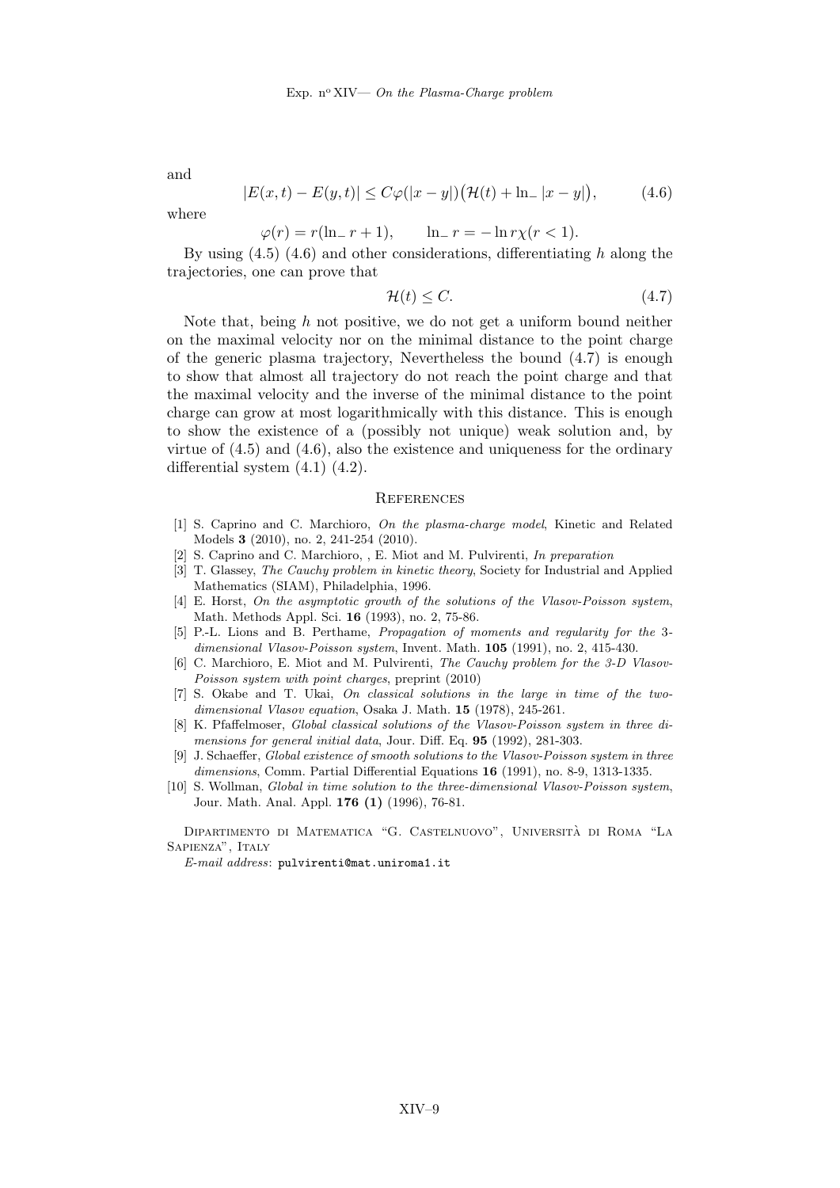and

$$|E(x,t) - E(y,t)| \leq C\varphi(|x-y|)\big(\mathcal{H}(t) + \ln_- |x-y|\big), \tag{4.6}$$

where

$$\varphi(r) = r(\ln_- r + 1), \qquad \ln_- r = -\ln r \chi(r < 1).$$

By using (4.5) (4.6) and other considerations, differentiating $h$ along the trajectories, one can prove that

$$\mathcal{H}(t) \leq C. \tag{4.7}$$

Note that, being $h$ not positive, we do not get a uniform bound neither on the maximal velocity nor on the minimal distance to the point charge of the generic plasma trajectory, Nevertheless the bound (4.7) is enough to show that almost all trajectory do not reach the point charge and that the maximal velocity and the inverse of the minimal distance to the point charge can grow at most logarithmically with this distance. This is enough to show the existence of a (possibly not unique) weak solution and, by virtue of (4.5) and (4.6), also the existence and uniqueness for the ordinary differential system (4.1) (4.2).

## References

[1] S. Caprino and C. Marchioro, *On the plasma-charge model*, Kinetic and Related Models **3** (2010), no. 2, 241-254 (2010).

[2] S. Caprino and C. Marchioro, , E. Miot and M. Pulvirenti, *In preparation*

[3] T. Glassey, *The Cauchy problem in kinetic theory*, Society for Industrial and Applied Mathematics (SIAM), Philadelphia, 1996.

[4] E. Horst, *On the asymptotic growth of the solutions of the Vlasov-Poisson system*, Math. Methods Appl. Sci. **16** (1993), no. 2, 75-86.

[5] P.-L. Lions and B. Perthame, *Propagation of moments and regularity for the 3-dimensional Vlasov-Poisson system*, Invent. Math. **105** (1991), no. 2, 415-430.

[6] C. Marchioro, E. Miot and M. Pulvirenti, *The Cauchy problem for the 3-D Vlasov-Poisson system with point charges*, preprint (2010)

[7] S. Okabe and T. Ukai, *On classical solutions in the large in time of the two-dimensional Vlasov equation*, Osaka J. Math. **15** (1978), 245-261.

[8] K. Pfaffelmoser, *Global classical solutions of the Vlasov-Poisson system in three dimensions for general initial data*, Jour. Diff. Eq. **95** (1992), 281-303.

[9] J. Schaeffer, *Global existence of smooth solutions to the Vlasov-Poisson system in three dimensions*, Comm. Partial Differential Equations **16** (1991), no. 8-9, 1313-1335.

[10] S. Wollman, *Global in time solution to the three-dimensional Vlasov-Poisson system*, Jour. Math. Anal. Appl. **176 (1)** (1996), 76-81.

Dipartimento di Matematica "G. Castelnuovo", Università di Roma "La Sapienza", Italy

*E-mail address*: pulvirenti@mat.uniroma1.it